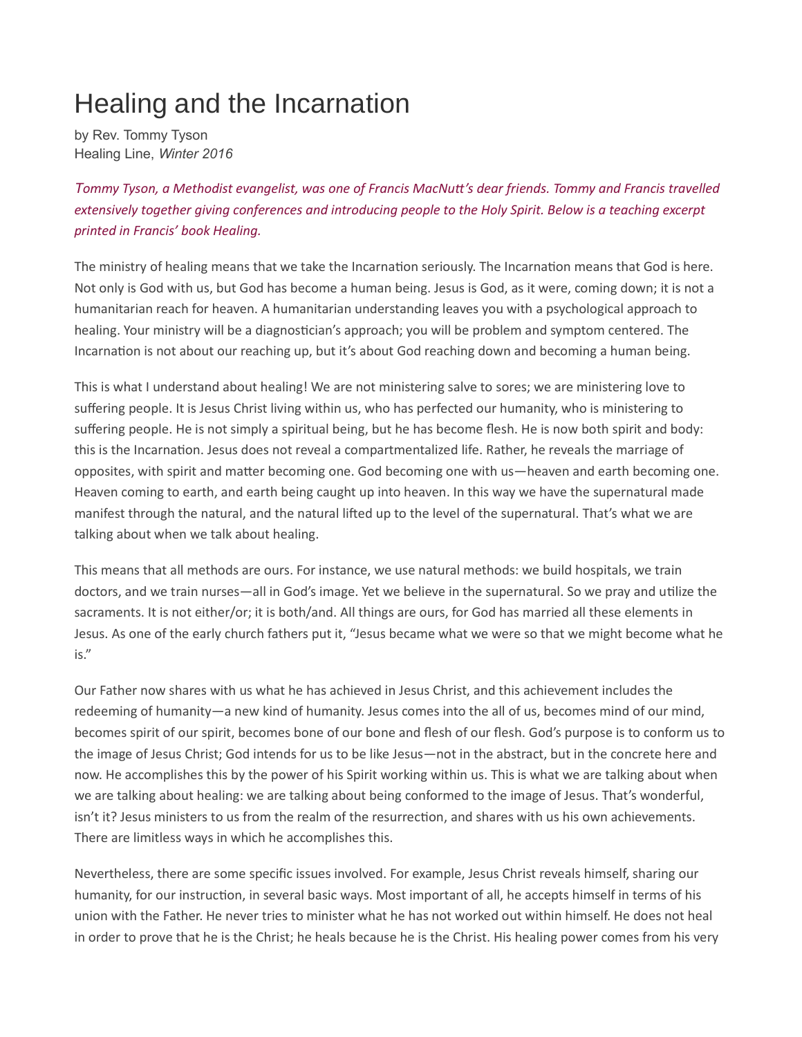# Healing and the Incarnation

by Rev. Tommy Tyson
Healing Line, *Winter 2016*

*Tommy Tyson, a Methodist evangelist, was one of Francis MacNutt's dear friends. Tommy and Francis travelled extensively together giving conferences and introducing people to the Holy Spirit. Below is a teaching excerpt printed in Francis' book Healing.*

The ministry of healing means that we take the Incarnation seriously. The Incarnation means that God is here. Not only is God with us, but God has become a human being. Jesus is God, as it were, coming down; it is not a humanitarian reach for heaven. A humanitarian understanding leaves you with a psychological approach to healing. Your ministry will be a diagnostician's approach; you will be problem and symptom centered. The Incarnation is not about our reaching up, but it's about God reaching down and becoming a human being.

This is what I understand about healing! We are not ministering salve to sores; we are ministering love to suffering people. It is Jesus Christ living within us, who has perfected our humanity, who is ministering to suffering people. He is not simply a spiritual being, but he has become flesh. He is now both spirit and body: this is the Incarnation. Jesus does not reveal a compartmentalized life. Rather, he reveals the marriage of opposites, with spirit and matter becoming one. God becoming one with us—heaven and earth becoming one. Heaven coming to earth, and earth being caught up into heaven. In this way we have the supernatural made manifest through the natural, and the natural lifted up to the level of the supernatural. That's what we are talking about when we talk about healing.

This means that all methods are ours. For instance, we use natural methods: we build hospitals, we train doctors, and we train nurses—all in God's image. Yet we believe in the supernatural. So we pray and utilize the sacraments. It is not either/or; it is both/and. All things are ours, for God has married all these elements in Jesus. As one of the early church fathers put it, "Jesus became what we were so that we might become what he is."

Our Father now shares with us what he has achieved in Jesus Christ, and this achievement includes the redeeming of humanity—a new kind of humanity. Jesus comes into the all of us, becomes mind of our mind, becomes spirit of our spirit, becomes bone of our bone and flesh of our flesh. God's purpose is to conform us to the image of Jesus Christ; God intends for us to be like Jesus—not in the abstract, but in the concrete here and now. He accomplishes this by the power of his Spirit working within us. This is what we are talking about when we are talking about healing: we are talking about being conformed to the image of Jesus. That's wonderful, isn't it? Jesus ministers to us from the realm of the resurrection, and shares with us his own achievements. There are limitless ways in which he accomplishes this.

Nevertheless, there are some specific issues involved. For example, Jesus Christ reveals himself, sharing our humanity, for our instruction, in several basic ways. Most important of all, he accepts himself in terms of his union with the Father. He never tries to minister what he has not worked out within himself. He does not heal in order to prove that he is the Christ; he heals because he is the Christ. His healing power comes from his very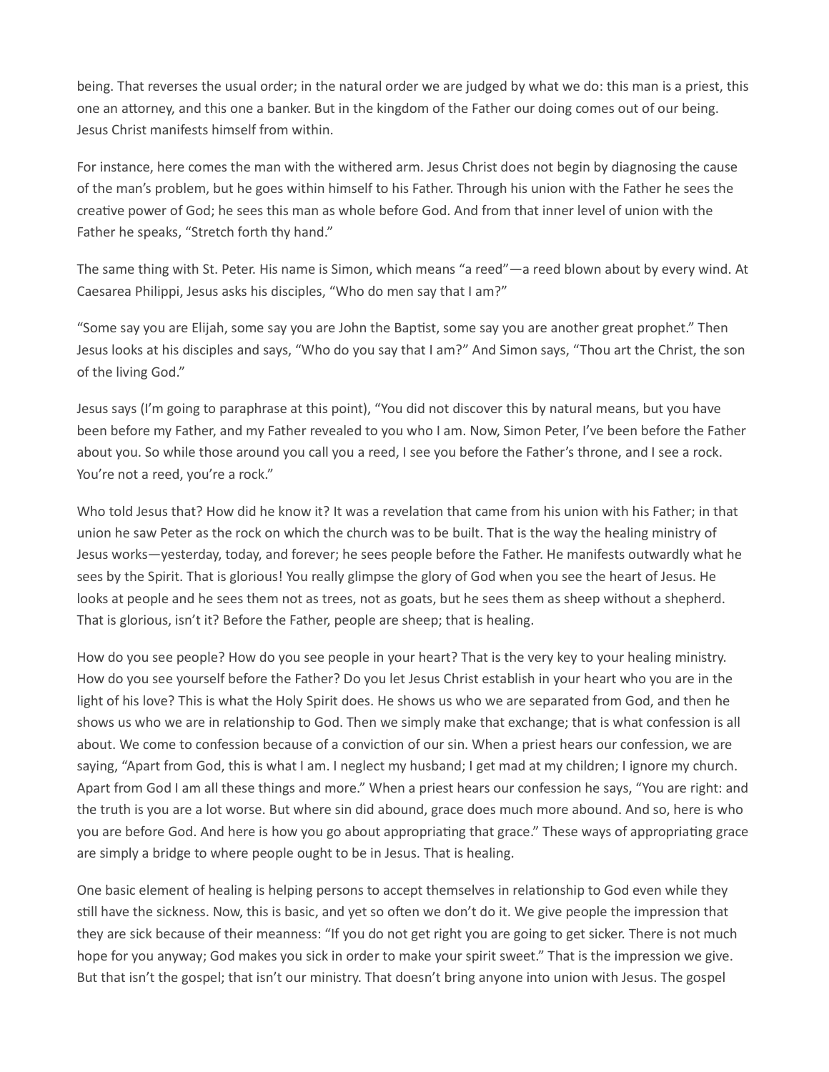being. That reverses the usual order; in the natural order we are judged by what we do: this man is a priest, this one an attorney, and this one a banker. But in the kingdom of the Father our doing comes out of our being. Jesus Christ manifests himself from within.

For instance, here comes the man with the withered arm. Jesus Christ does not begin by diagnosing the cause of the man's problem, but he goes within himself to his Father. Through his union with the Father he sees the creative power of God; he sees this man as whole before God. And from that inner level of union with the Father he speaks, "Stretch forth thy hand."

The same thing with St. Peter. His name is Simon, which means "a reed"—a reed blown about by every wind. At Caesarea Philippi, Jesus asks his disciples, "Who do men say that I am?"

"Some say you are Elijah, some say you are John the Baptist, some say you are another great prophet." Then Jesus looks at his disciples and says, "Who do you say that I am?" And Simon says, "Thou art the Christ, the son of the living God."

Jesus says (I'm going to paraphrase at this point), "You did not discover this by natural means, but you have been before my Father, and my Father revealed to you who I am. Now, Simon Peter, I've been before the Father about you. So while those around you call you a reed, I see you before the Father's throne, and I see a rock. You're not a reed, you're a rock."

Who told Jesus that? How did he know it? It was a revelation that came from his union with his Father; in that union he saw Peter as the rock on which the church was to be built. That is the way the healing ministry of Jesus works—yesterday, today, and forever; he sees people before the Father. He manifests outwardly what he sees by the Spirit. That is glorious! You really glimpse the glory of God when you see the heart of Jesus. He looks at people and he sees them not as trees, not as goats, but he sees them as sheep without a shepherd. That is glorious, isn't it? Before the Father, people are sheep; that is healing.

How do you see people? How do you see people in your heart? That is the very key to your healing ministry. How do you see yourself before the Father? Do you let Jesus Christ establish in your heart who you are in the light of his love? This is what the Holy Spirit does. He shows us who we are separated from God, and then he shows us who we are in relationship to God. Then we simply make that exchange; that is what confession is all about. We come to confession because of a conviction of our sin. When a priest hears our confession, we are saying, "Apart from God, this is what I am. I neglect my husband; I get mad at my children; I ignore my church. Apart from God I am all these things and more." When a priest hears our confession he says, "You are right: and the truth is you are a lot worse. But where sin did abound, grace does much more abound. And so, here is who you are before God. And here is how you go about appropriating that grace." These ways of appropriating grace are simply a bridge to where people ought to be in Jesus. That is healing.

One basic element of healing is helping persons to accept themselves in relationship to God even while they still have the sickness. Now, this is basic, and yet so often we don't do it. We give people the impression that they are sick because of their meanness: "If you do not get right you are going to get sicker. There is not much hope for you anyway; God makes you sick in order to make your spirit sweet." That is the impression we give. But that isn't the gospel; that isn't our ministry. That doesn't bring anyone into union with Jesus. The gospel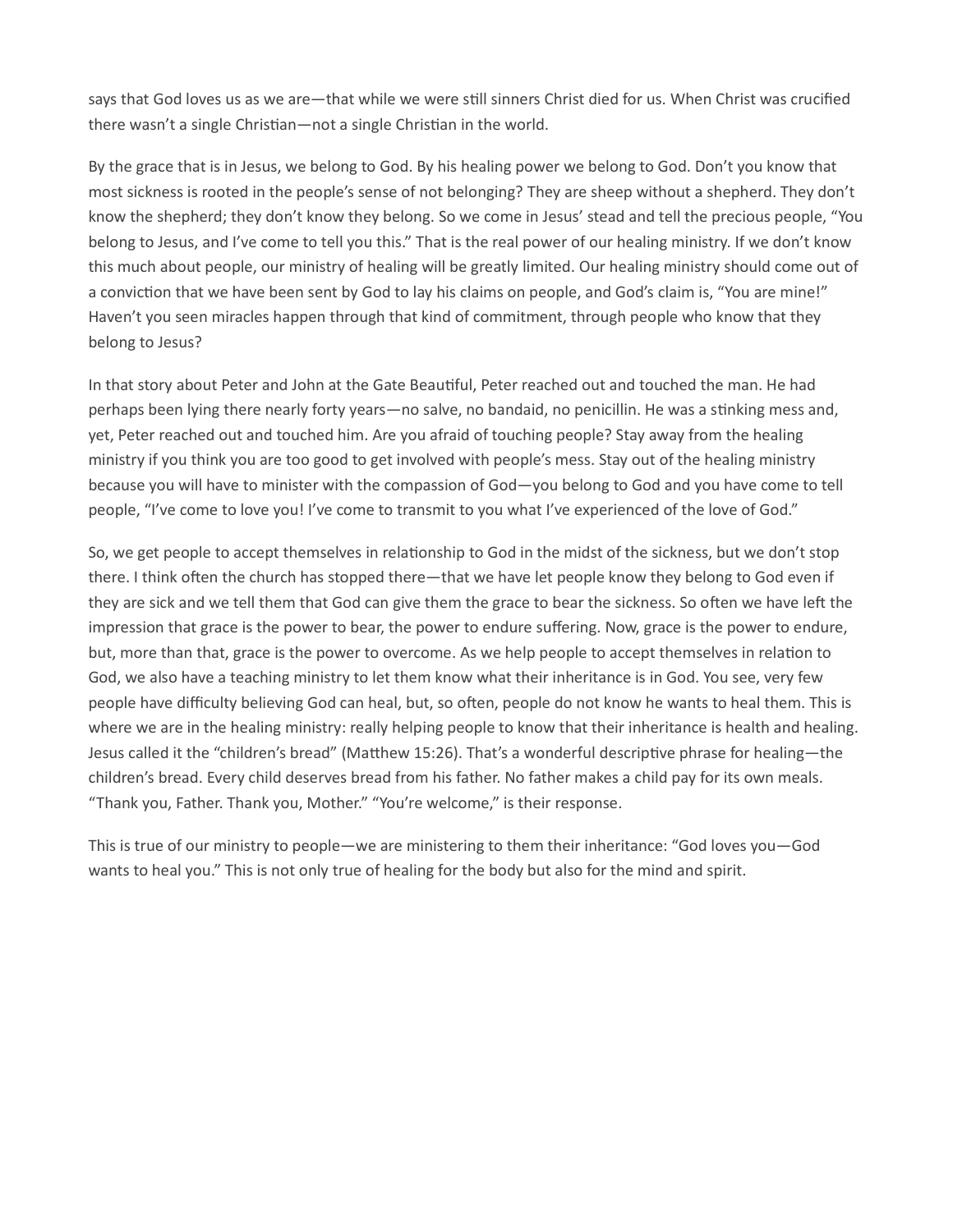says that God loves us as we are—that while we were still sinners Christ died for us. When Christ was crucified there wasn't a single Christian—not a single Christian in the world.

By the grace that is in Jesus, we belong to God. By his healing power we belong to God. Don't you know that most sickness is rooted in the people's sense of not belonging? They are sheep without a shepherd. They don't know the shepherd; they don't know they belong. So we come in Jesus' stead and tell the precious people, "You belong to Jesus, and I've come to tell you this." That is the real power of our healing ministry. If we don't know this much about people, our ministry of healing will be greatly limited. Our healing ministry should come out of a conviction that we have been sent by God to lay his claims on people, and God's claim is, "You are mine!" Haven't you seen miracles happen through that kind of commitment, through people who know that they belong to Jesus?

In that story about Peter and John at the Gate Beautiful, Peter reached out and touched the man. He had perhaps been lying there nearly forty years—no salve, no bandaid, no penicillin. He was a stinking mess and, yet, Peter reached out and touched him. Are you afraid of touching people? Stay away from the healing ministry if you think you are too good to get involved with people's mess. Stay out of the healing ministry because you will have to minister with the compassion of God—you belong to God and you have come to tell people, "I've come to love you! I've come to transmit to you what I've experienced of the love of God."

So, we get people to accept themselves in relationship to God in the midst of the sickness, but we don't stop there. I think often the church has stopped there—that we have let people know they belong to God even if they are sick and we tell them that God can give them the grace to bear the sickness. So often we have left the impression that grace is the power to bear, the power to endure suffering. Now, grace is the power to endure, but, more than that, grace is the power to overcome. As we help people to accept themselves in relation to God, we also have a teaching ministry to let them know what their inheritance is in God. You see, very few people have difficulty believing God can heal, but, so often, people do not know he wants to heal them. This is where we are in the healing ministry: really helping people to know that their inheritance is health and healing. Jesus called it the "children's bread" (Matthew 15:26). That's a wonderful descriptive phrase for healing—the children's bread. Every child deserves bread from his father. No father makes a child pay for its own meals. "Thank you, Father. Thank you, Mother." "You're welcome," is their response.

This is true of our ministry to people—we are ministering to them their inheritance: "God loves you—God wants to heal you." This is not only true of healing for the body but also for the mind and spirit.